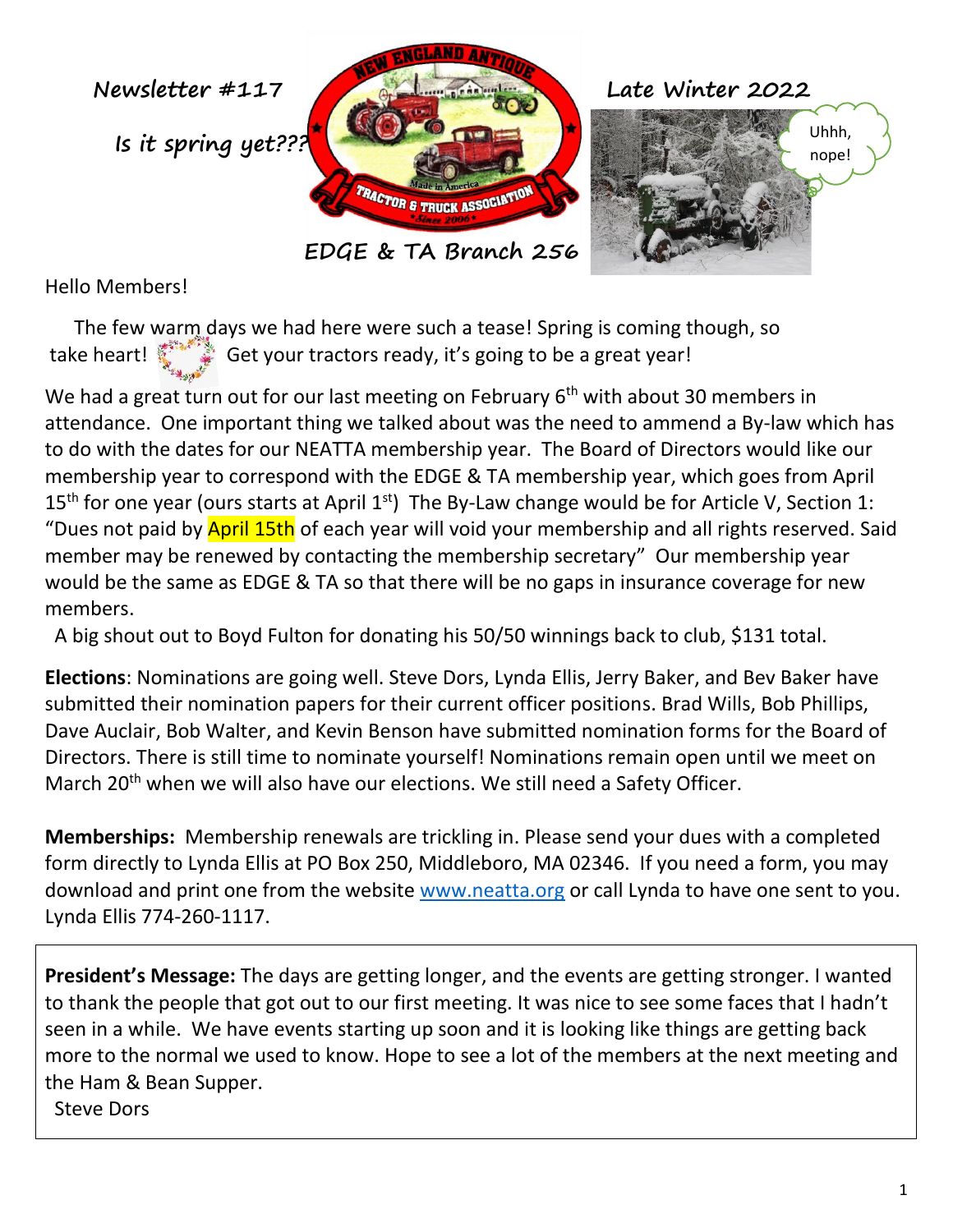Newsletter #117

Is it spring yet???

Late Winter 2022

EDGE & TA Branch 256

Hello Members!

The few warm days we had here were such a tease! Spring is coming though, so take heart! Get your tractors ready, it's going to be a great year!

We had a great turn out for our last meeting on February 6th with about 30 members in attendance. One important thing we talked about was the need to ammend a By-law which has to do with the dates for our NEATTA membership year. The Board of Directors would like our membership year to correspond with the EDGE & TA membership year, which goes from April 15th for one year (ours starts at April 1st) The By-Law change would be for Article V, Section 1: "Dues not paid by April 15th of each year will void your membership and all rights reserved. Said member may be renewed by contacting the membership secretary" Our membership year would be the same as EDGE & TA so that there will be no gaps in insurance coverage for new members.

A big shout out to Boyd Fulton for donating his 50/50 winnings back to club, $131 total.

**Elections**: Nominations are going well. Steve Dors, Lynda Ellis, Jerry Baker, and Bev Baker have submitted their nomination papers for their current officer positions. Brad Wills, Bob Phillips, Dave Auclair, Bob Walter, and Kevin Benson have submitted nomination forms for the Board of Directors. There is still time to nominate yourself! Nominations remain open until we meet on March 20th when we will also have our elections. We still need a Safety Officer.

**Memberships:** Membership renewals are trickling in. Please send your dues with a completed form directly to Lynda Ellis at PO Box 250, Middleboro, MA 02346. If you need a form, you may download and print one from the website [www.neatta.org](http://www.neatta.org) or call Lynda to have one sent to you. Lynda Ellis 774-260-1117.

**President's Message:** The days are getting longer, and the events are getting stronger. I wanted to thank the people that got out to our first meeting. It was nice to see some faces that I hadn't seen in a while. We have events starting up soon and it is looking like things are getting back more to the normal we used to know. Hope to see a lot of the members at the next meeting and the Ham & Bean Supper.

Steve Dors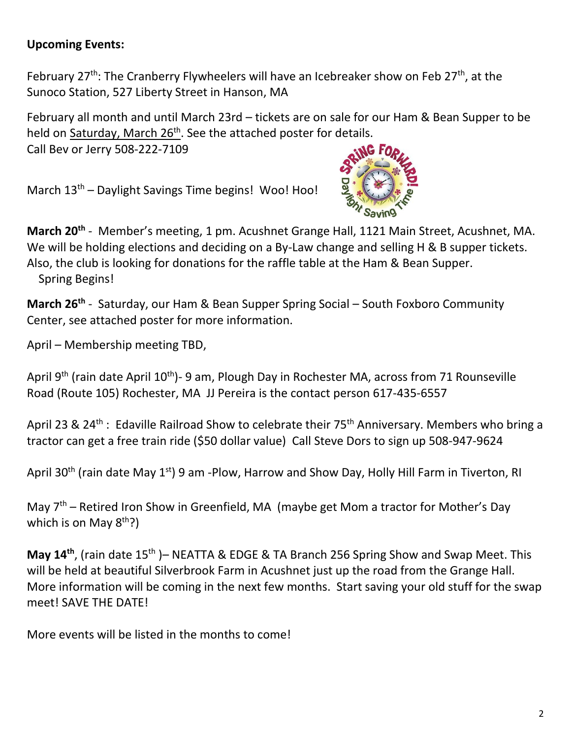**Upcoming Events:**

February 27th: The Cranberry Flywheelers will have an Icebreaker show on Feb 27th, at the Sunoco Station, 527 Liberty Street in Hanson, MA

February all month and until March 23rd – tickets are on sale for our Ham & Bean Supper to be held on Saturday, March 26th. See the attached poster for details.
Call Bev or Jerry 508-222-7109

March 13th – Daylight Savings Time begins! Woo! Hoo!

**March 20th** - Member's meeting, 1 pm. Acushnet Grange Hall, 1121 Main Street, Acushnet, MA. We will be holding elections and deciding on a By-Law change and selling H & B supper tickets. Also, the club is looking for donations for the raffle table at the Ham & Bean Supper.
Spring Begins!

**March 26th** - Saturday, our Ham & Bean Supper Spring Social – South Foxboro Community Center, see attached poster for more information.

April – Membership meeting TBD,

April 9th (rain date April 10th)- 9 am, Plough Day in Rochester MA, across from 71 Rounseville Road (Route 105) Rochester, MA JJ Pereira is the contact person 617-435-6557

April 23 & 24th : Edaville Railroad Show to celebrate their 75th Anniversary. Members who bring a tractor can get a free train ride ($50 dollar value) Call Steve Dors to sign up 508-947-9624

April 30th (rain date May 1st) 9 am -Plow, Harrow and Show Day, Holly Hill Farm in Tiverton, RI

May 7th – Retired Iron Show in Greenfield, MA (maybe get Mom a tractor for Mother's Day which is on May 8th?)

**May 14th**, (rain date 15th )– NEATTA & EDGE & TA Branch 256 Spring Show and Swap Meet. This will be held at beautiful Silverbrook Farm in Acushnet just up the road from the Grange Hall. More information will be coming in the next few months. Start saving your old stuff for the swap meet! SAVE THE DATE!

More events will be listed in the months to come!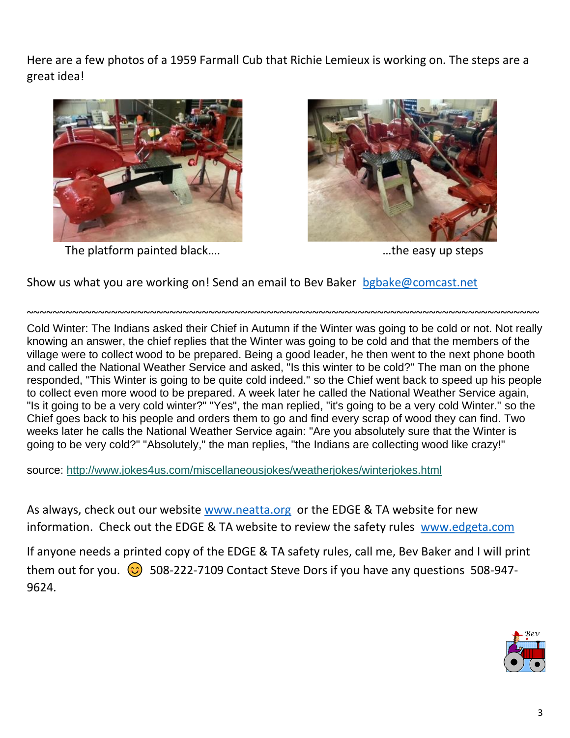Here are a few photos of a 1959 Farmall Cub that Richie Lemieux is working on. The steps are a great idea!

The platform painted black….

…the easy up steps

Show us what you are working on! Send an email to Bev Baker bgbake@comcast.net

~~~~~~~~~~~~~~~~~~~~~~~~~~~~~~~~~~~~~~~~~~~~~~~~~~~~~~~~~~~~~~~~~~~~~~~~~~~~~~~~~~~~

Cold Winter: The Indians asked their Chief in Autumn if the Winter was going to be cold or not. Not really knowing an answer, the chief replies that the Winter was going to be cold and that the members of the village were to collect wood to be prepared. Being a good leader, he then went to the next phone booth and called the National Weather Service and asked, "Is this winter to be cold?" The man on the phone responded, "This Winter is going to be quite cold indeed." so the Chief went back to speed up his people to collect even more wood to be prepared. A week later he called the National Weather Service again, "Is it going to be a very cold winter?" "Yes", the man replied, "it's going to be a very cold Winter." so the Chief goes back to his people and orders them to go and find every scrap of wood they can find. Two weeks later he calls the National Weather Service again: "Are you absolutely sure that the Winter is going to be very cold?" "Absolutely," the man replies, "the Indians are collecting wood like crazy!"

source: http://www.jokes4us.com/miscellaneousjokes/weatherjokes/winterjokes.html

As always, check out our website www.neatta.org or the EDGE & TA website for new information. Check out the EDGE & TA website to review the safety rules www.edgeta.com

If anyone needs a printed copy of the EDGE & TA safety rules, call me, Bev Baker and I will print them out for you. 😊 508-222-7109 Contact Steve Dors if you have any questions 508-947-9624.